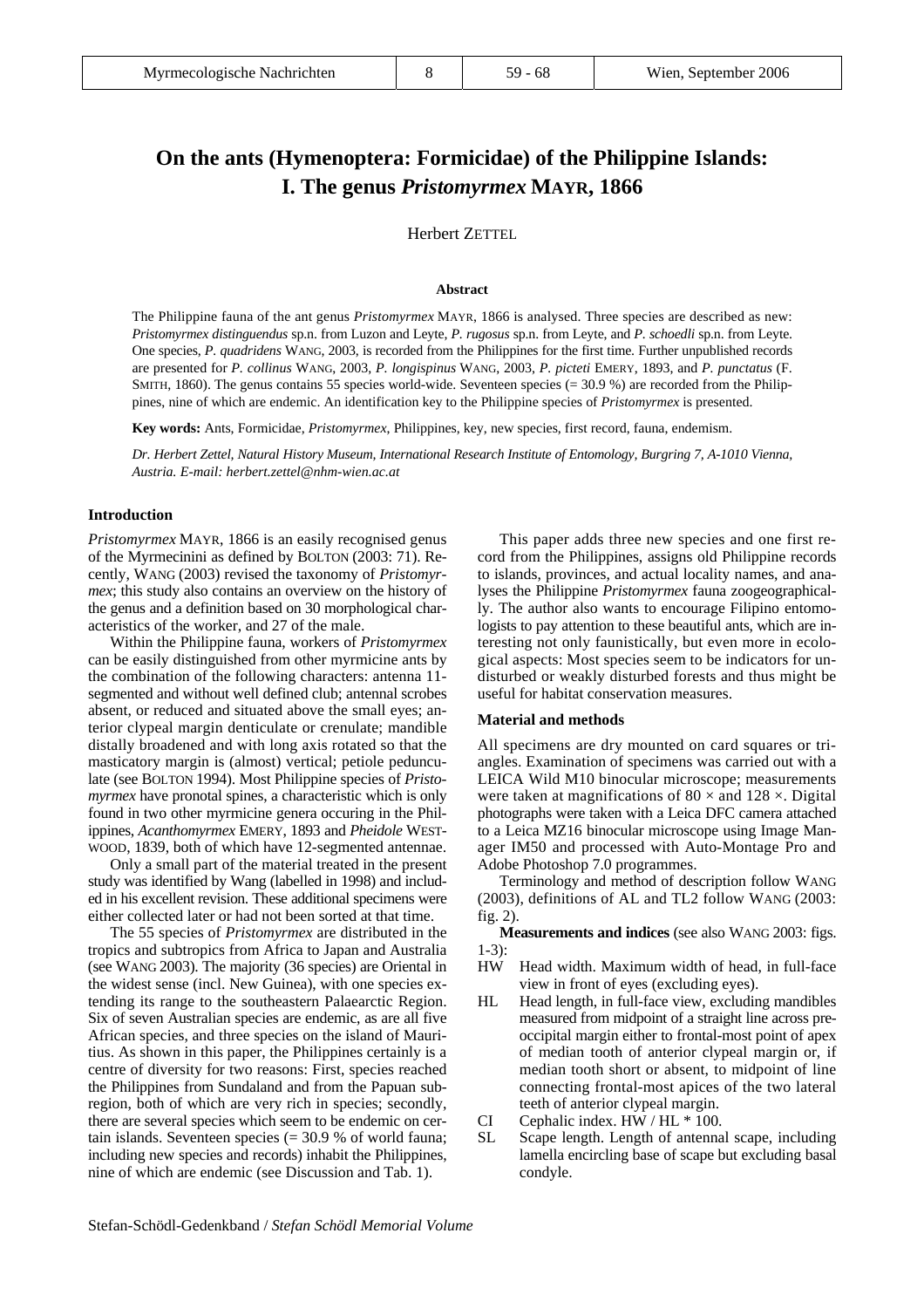# On the ants (Hymenoptera: Formicidae) of the Philippine Islands: I. The genus *Pristomyrmex* MAYR, 1866

Herbert ZETTEL

## Abstract

The Philippine fauna of the ant genus *Pristomyrmex* MAYR, 1866 is analysed. Three species are described as new: *Pristomyrmex distinguendus* sp.n. from Luzon and Leyte, *P. rugosus* sp.n. from Leyte, and *P. schoedli* sp.n. from Leyte. One species, *P. quadridens* WANG, 2003, is recorded from the Philippines for the first time. Further unpublished records are presented for *P. collinus* WANG, 2003, *P. longispinus* WANG, 2003, *P. picteti* EMERY, 1893, and *P. punctatus* (F. SMITH, 1860). The genus contains 55 species world-wide. Seventeen species (= 30.9 %) are recorded from the Philippines, nine of which are endemic. An identification key to the Philippine species of *Pristomyrmex* is presented.

**Key words:** Ants, Formicidae, *Pristomyrmex*, Philippines, key, new species, first record, fauna, endemism.

*Dr. Herbert Zettel, Natural History Museum, International Research Institute of Entomology, Burgring 7, A-1010 Vienna, Austria. E-mail: herbert.zettel@nhm-wien.ac.at*

## Introduction

*Pristomyrmex* MAYR, 1866 is an easily recognised genus of the Myrmecinini as defined by BOLTON (2003: 71). Recently, WANG (2003) revised the taxonomy of *Pristomyrmex*; this study also contains an overview on the history of the genus and a definition based on 30 morphological characteristics of the worker, and 27 of the male.

Within the Philippine fauna, workers of *Pristomyrmex* can be easily distinguished from other myrmicine ants by the combination of the following characters: antenna 11-segmented and without well defined club; antennal scrobes absent, or reduced and situated above the small eyes; anterior clypeal margin denticulate or crenulate; mandible distally broadened and with long axis rotated so that the masticatory margin is (almost) vertical; petiole pedunculate (see BOLTON 1994). Most Philippine species of *Pristomyrmex* have pronotal spines, a characteristic which is only found in two other myrmicine genera occuring in the Philippines, *Acanthomyrmex* EMERY, 1893 and *Pheidole* WESTWOOD, 1839, both of which have 12-segmented antennae.

Only a small part of the material treated in the present study was identified by Wang (labelled in 1998) and included in his excellent revision. These additional specimens were either collected later or had not been sorted at that time.

The 55 species of *Pristomyrmex* are distributed in the tropics and subtropics from Africa to Japan and Australia (see WANG 2003). The majority (36 species) are Oriental in the widest sense (incl. New Guinea), with one species extending its range to the southeastern Palaearctic Region. Six of seven Australian species are endemic, as are all five African species, and three species on the island of Mauritius. As shown in this paper, the Philippines certainly is a centre of diversity for two reasons: First, species reached the Philippines from Sundaland and from the Papuan subregion, both of which are very rich in species; secondly, there are several species which seem to be endemic on certain islands. Seventeen species (= 30.9 % of world fauna; including new species and records) inhabit the Philippines, nine of which are endemic (see Discussion and Tab. 1).

This paper adds three new species and one first record from the Philippines, assigns old Philippine records to islands, provinces, and actual locality names, and analyses the Philippine *Pristomyrmex* fauna zoogeographically. The author also wants to encourage Filipino entomologists to pay attention to these beautiful ants, which are interesting not only faunistically, but even more in ecological aspects: Most species seem to be indicators for undisturbed or weakly disturbed forests and thus might be useful for habitat conservation measures.

## Material and methods

All specimens are dry mounted on card squares or triangles. Examination of specimens was carried out with a LEICA Wild M10 binocular microscope; measurements were taken at magnifications of 80 × and 128 ×. Digital photographs were taken with a Leica DFC camera attached to a Leica MZ16 binocular microscope using Image Manager IM50 and processed with Auto-Montage Pro and Adobe Photoshop 7.0 programmes.

Terminology and method of description follow WANG (2003), definitions of AL and TL2 follow WANG (2003: fig. 2).

**Measurements and indices** (see also WANG 2003: figs. 1-3):

- HW Head width. Maximum width of head, in full-face view in front of eyes (excluding eyes).
- HL Head length, in full-face view, excluding mandibles measured from midpoint of a straight line across preoccipital margin either to frontal-most point of apex of median tooth of anterior clypeal margin or, if median tooth short or absent, to midpoint of line connecting frontal-most apices of the two lateral teeth of anterior clypeal margin.
- CI Cephalic index. HW / HL * 100.
- SL Scape length. Length of antennal scape, including lamella encircling base of scape but excluding basal condyle.

Stefan-Schödl-Gedenkband / *Stefan Schödl Memorial Volume*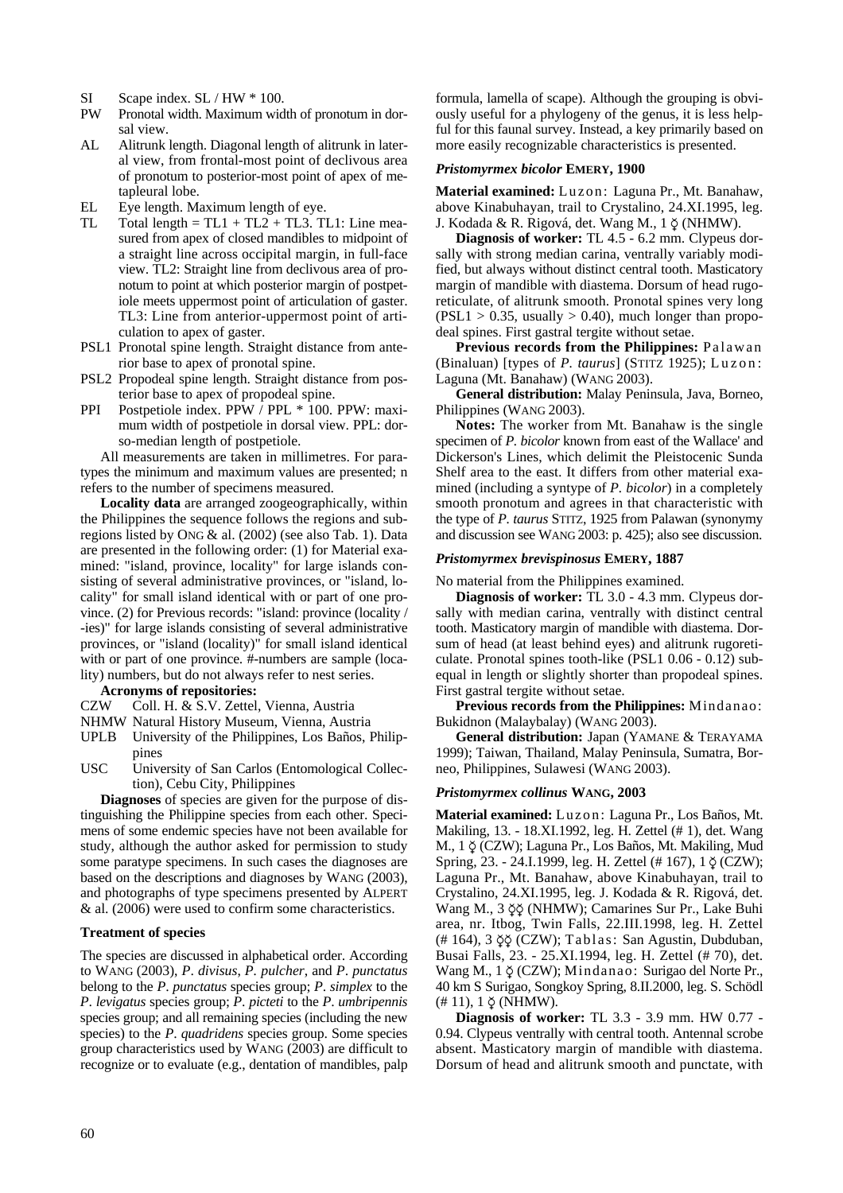SI Scape index. SL / HW * 100.

PW Pronotal width. Maximum width of pronotum in dorsal view.

AL Alitrunk length. Diagonal length of alitrunk in lateral view, from frontal-most point of declivous area of pronotum to posterior-most point of apex of metapleural lobe.

EL Eye length. Maximum length of eye.

TL Total length = TL1 + TL2 + TL3. TL1: Line measured from apex of closed mandibles to midpoint of a straight line across occipital margin, in full-face view. TL2: Straight line from declivous area of pronotum to point at which posterior margin of postpetiole meets uppermost point of articulation of gaster. TL3: Line from anterior-uppermost point of articulation to apex of gaster.

PSL1 Pronotal spine length. Straight distance from anterior base to apex of pronotal spine.

PSL2 Propodeal spine length. Straight distance from posterior base to apex of propodeal spine.

PPI Postpetiole index. PPW / PPL * 100. PPW: maximum width of postpetiole in dorsal view. PPL: dorso-median length of postpetiole.

All measurements are taken in millimetres. For paratypes the minimum and maximum values are presented; n refers to the number of specimens measured.

**Locality data** are arranged zoogeographically, within the Philippines the sequence follows the regions and subregions listed by ONG & al. (2002) (see also Tab. 1). Data are presented in the following order: (1) for Material examined: "island, province, locality" for large islands consisting of several administrative provinces, or "island, locality" for small island identical with or part of one province. (2) for Previous records: "island: province (locality / -ies)" for large islands consisting of several administrative provinces, or "island (locality)" for small island identical with or part of one province. #-numbers are sample (locality) numbers, but do not always refer to nest series.

**Acronyms of repositories:**

CZW Coll. H. & S.V. Zettel, Vienna, Austria

NHMW Natural History Museum, Vienna, Austria

UPLB University of the Philippines, Los Baños, Philippines

USC University of San Carlos (Entomological Collection), Cebu City, Philippines

**Diagnoses** of species are given for the purpose of distinguishing the Philippine species from each other. Specimens of some endemic species have not been available for study, although the author asked for permission to study some paratype specimens. In such cases the diagnoses are based on the descriptions and diagnoses by WANG (2003), and photographs of type specimens presented by ALPERT & al. (2006) were used to confirm some characteristics.

### Treatment of species

The species are discussed in alphabetical order. According to WANG (2003), *P. divisus*, *P. pulcher*, and *P. punctatus* belong to the *P. punctatus* species group; *P. simplex* to the *P. levigatus* species group; *P. picteti* to the *P. umbripennis* species group; and all remaining species (including the new species) to the *P. quadridens* species group. Some species group characteristics used by WANG (2003) are difficult to recognize or to evaluate (e.g., dentation of mandibles, palp formula, lamella of scape). Although the grouping is obviously useful for a phylogeny of the genus, it is less helpful for this faunal survey. Instead, a key primarily based on more easily recognizable characteristics is presented.

#### *Pristomyrmex bicolor* EMERY, 1900

**Material examined:** Luzon: Laguna Pr., Mt. Banahaw, above Kinabuhayan, trail to Crystalino, 24.XI.1995, leg. J. Kodada & R. Rigová, det. Wang M., 1 ☿ (NHMW).

**Diagnosis of worker:** TL 4.5 - 6.2 mm. Clypeus dorsally with strong median carina, ventrally variably modified, but always without distinct central tooth. Masticatory margin of mandible with diastema. Dorsum of head rugoreticulate, of alitrunk smooth. Pronotal spines very long (PSL1 > 0.35, usually > 0.40), much longer than propodeal spines. First gastral tergite without setae.

**Previous records from the Philippines:** Palawan (Binaluan) [types of *P. taurus*] (STITZ 1925); Luzon: Laguna (Mt. Banahaw) (WANG 2003).

**General distribution:** Malay Peninsula, Java, Borneo, Philippines (WANG 2003).

**Notes:** The worker from Mt. Banahaw is the single specimen of *P. bicolor* known from east of the Wallace' and Dickerson's Lines, which delimit the Pleistocenic Sunda Shelf area to the east. It differs from other material examined (including a syntype of *P. bicolor*) in a completely smooth pronotum and agrees in that characteristic with the type of *P. taurus* STITZ, 1925 from Palawan (synonymy and discussion see WANG 2003: p. 425); also see discussion.

#### *Pristomyrmex brevispinosus* EMERY, 1887

No material from the Philippines examined.

**Diagnosis of worker:** TL 3.0 - 4.3 mm. Clypeus dorsally with median carina, ventrally with distinct central tooth. Masticatory margin of mandible with diastema. Dorsum of head (at least behind eyes) and alitrunk rugoreticulate. Pronotal spines tooth-like (PSL1 0.06 - 0.12) subequal in length or slightly shorter than propodeal spines. First gastral tergite without setae.

**Previous records from the Philippines:** Mindanao: Bukidnon (Malaybalay) (WANG 2003).

**General distribution:** Japan (YAMANE & TERAYAMA 1999); Taiwan, Thailand, Malay Peninsula, Sumatra, Borneo, Philippines, Sulawesi (WANG 2003).

#### *Pristomyrmex collinus* WANG, 2003

**Material examined:** Luzon: Laguna Pr., Los Baños, Mt. Makiling, 13. - 18.XI.1992, leg. H. Zettel (# 1), det. Wang M., 1 ☿ (CZW); Laguna Pr., Los Baños, Mt. Makiling, Mud Spring, 23. - 24.I.1999, leg. H. Zettel (# 167), 1 ☿ (CZW); Laguna Pr., Mt. Banahaw, above Kinabuhayan, trail to Crystalino, 24.XI.1995, leg. J. Kodada & R. Rigová, det. Wang M., 3 ☿☿ (NHMW); Camarines Sur Pr., Lake Buhi area, nr. Itbog, Twin Falls, 22.III.1998, leg. H. Zettel (# 164), 3 ☿☿ (CZW); Tablas: San Agustin, Dubduban, Busai Falls, 23. - 25.XI.1994, leg. H. Zettel (# 70), det. Wang M., 1 ☿ (CZW); Mindanao: Surigao del Norte Pr., 40 km S Surigao, Songkoy Spring, 8.II.2000, leg. S. Schödl (# 11), 1 ☿ (NHMW).

**Diagnosis of worker:** TL 3.3 - 3.9 mm. HW 0.77 - 0.94. Clypeus ventrally with central tooth. Antennal scrobe absent. Masticatory margin of mandible with diastema. Dorsum of head and alitrunk smooth and punctate, with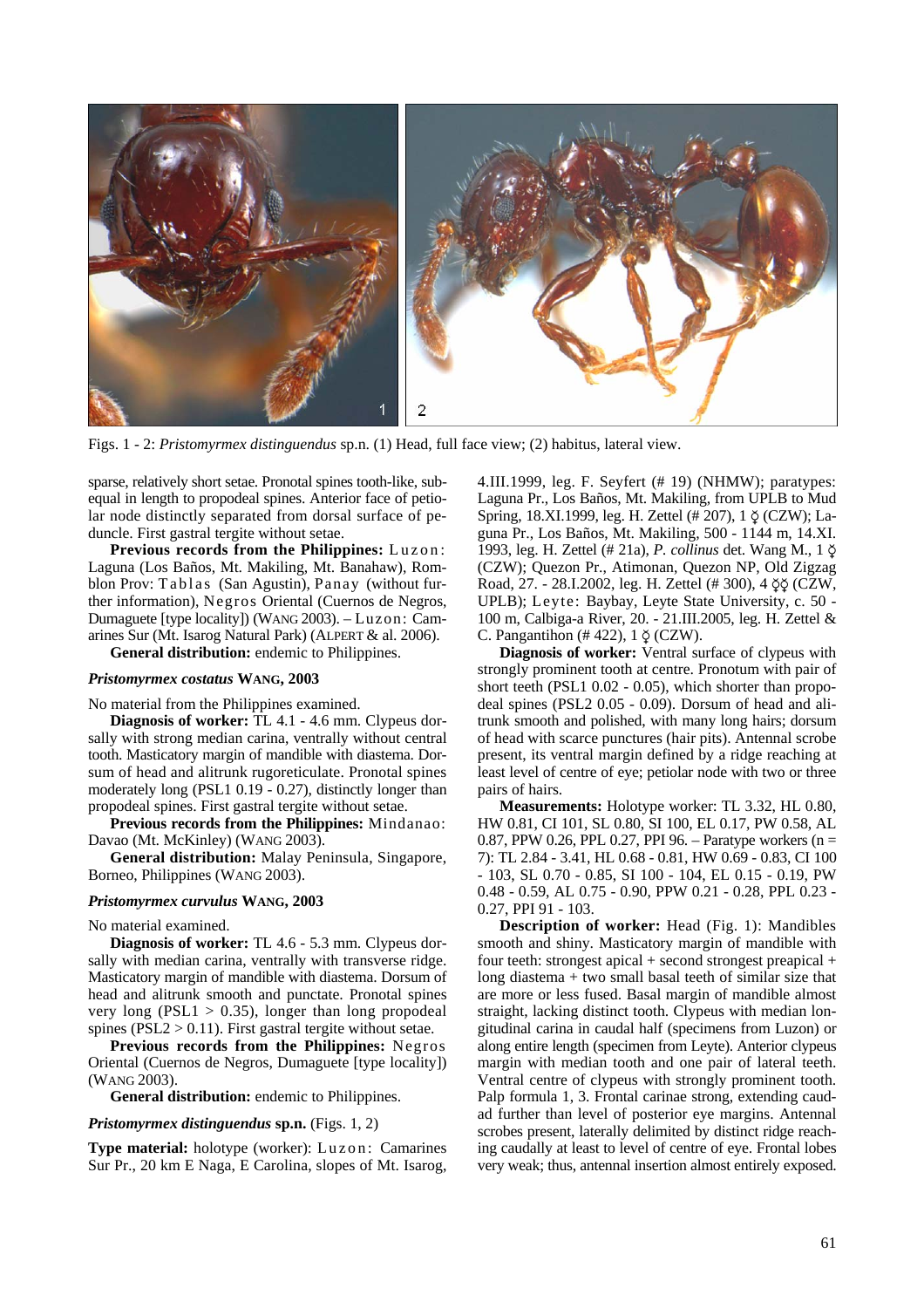Figs. 1 - 2: *Pristomyrmex distinguendus* sp.n. (1) Head, full face view; (2) habitus, lateral view.

sparse, relatively short setae. Pronotal spines tooth-like, subequal in length to propodeal spines. Anterior face of petiolar node distinctly separated from dorsal surface of peduncle. First gastral tergite without setae.

**Previous records from the Philippines:** Luzon: Laguna (Los Baños, Mt. Makiling, Mt. Banahaw), Romblon Prov: Tablas (San Agustin), Panay (without further information), Negros Oriental (Cuernos de Negros, Dumaguete [type locality]) (WANG 2003). – Luzon: Camarines Sur (Mt. Isarog Natural Park) (ALPERT & al. 2006).

**General distribution:** endemic to Philippines.

### *Pristomyrmex costatus* WANG, 2003

No material from the Philippines examined.

**Diagnosis of worker:** TL 4.1 - 4.6 mm. Clypeus dorsally with strong median carina, ventrally without central tooth. Masticatory margin of mandible with diastema. Dorsum of head and alitrunk rugoreticulate. Pronotal spines moderately long (PSL1 0.19 - 0.27), distinctly longer than propodeal spines. First gastral tergite without setae.

**Previous records from the Philippines:** Mindanao: Davao (Mt. McKinley) (WANG 2003).

**General distribution:** Malay Peninsula, Singapore, Borneo, Philippines (WANG 2003).

### *Pristomyrmex curvulus* WANG, 2003

No material examined.

**Diagnosis of worker:** TL 4.6 - 5.3 mm. Clypeus dorsally with median carina, ventrally with transverse ridge. Masticatory margin of mandible with diastema. Dorsum of head and alitrunk smooth and punctate. Pronotal spines very long (PSL1 > 0.35), longer than long propodeal spines (PSL2 > 0.11). First gastral tergite without setae.

**Previous records from the Philippines:** Negros Oriental (Cuernos de Negros, Dumaguete [type locality]) (WANG 2003).

**General distribution:** endemic to Philippines.

### *Pristomyrmex distinguendus* sp.n. (Figs. 1, 2)

**Type material:** holotype (worker): Luzon: Camarines Sur Pr., 20 km E Naga, E Carolina, slopes of Mt. Isarog, 4.III.1999, leg. F. Seyfert (# 19) (NHMW); paratypes: Laguna Pr., Los Baños, Mt. Makiling, from UPLB to Mud Spring, 18.XI.1999, leg. H. Zettel (# 207), 1 ☿ (CZW); Laguna Pr., Los Baños, Mt. Makiling, 500 - 1144 m, 14.XI. 1993, leg. H. Zettel (# 21a), *P. collinus* det. Wang M., 1 ☿ (CZW); Quezon Pr., Atimonan, Quezon NP, Old Zigzag Road, 27. - 28.I.2002, leg. H. Zettel (# 300), 4 ☿☿ (CZW, UPLB); Leyte: Baybay, Leyte State University, c. 50 - 100 m, Calbiga-a River, 20. - 21.III.2005, leg. H. Zettel & C. Pangantihon (# 422), 1 ☿ (CZW).

**Diagnosis of worker:** Ventral surface of clypeus with strongly prominent tooth at centre. Pronotum with pair of short teeth (PSL1 0.02 - 0.05), which shorter than propodeal spines (PSL2 0.05 - 0.09). Dorsum of head and alitrunk smooth and polished, with many long hairs; dorsum of head with scarce punctures (hair pits). Antennal scrobe present, its ventral margin defined by a ridge reaching at least level of centre of eye; petiolar node with two or three pairs of hairs.

**Measurements:** Holotype worker: TL 3.32, HL 0.80, HW 0.81, CI 101, SL 0.80, SI 100, EL 0.17, PW 0.58, AL 0.87, PPW 0.26, PPL 0.27, PPI 96. – Paratype workers (n = 7): TL 2.84 - 3.41, HL 0.68 - 0.81, HW 0.69 - 0.83, CI 100 - 103, SL 0.70 - 0.85, SI 100 - 104, EL 0.15 - 0.19, PW 0.48 - 0.59, AL 0.75 - 0.90, PPW 0.21 - 0.28, PPL 0.23 - 0.27, PPI 91 - 103.

**Description of worker:** Head (Fig. 1): Mandibles smooth and shiny. Masticatory margin of mandible with four teeth: strongest apical + second strongest preapical + long diastema + two small basal teeth of similar size that are more or less fused. Basal margin of mandible almost straight, lacking distinct tooth. Clypeus with median longitudinal carina in caudal half (specimens from Luzon) or along entire length (specimen from Leyte). Anterior clypeus margin with median tooth and one pair of lateral teeth. Ventral centre of clypeus with strongly prominent tooth. Palp formula 1, 3. Frontal carinae strong, extending caudad further than level of posterior eye margins. Antennal scrobes present, laterally delimited by distinct ridge reaching caudally at least to level of centre of eye. Frontal lobes very weak; thus, antennal insertion almost entirely exposed.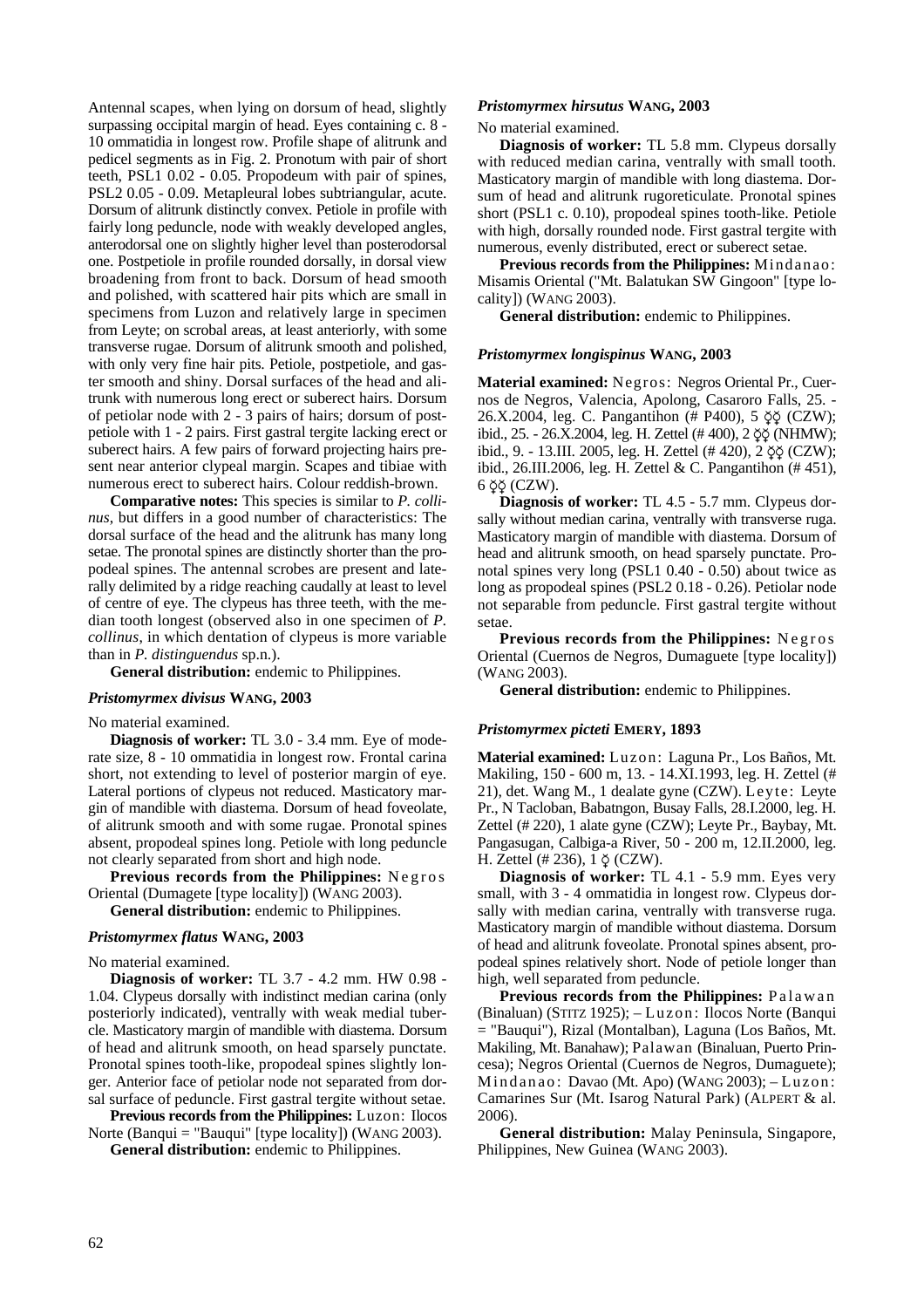Antennal scapes, when lying on dorsum of head, slightly surpassing occipital margin of head. Eyes containing c. 8 - 10 ommatidia in longest row. Profile shape of alitrunk and pedicel segments as in Fig. 2. Pronotum with pair of short teeth, PSL1 0.02 - 0.05. Propodeum with pair of spines, PSL2 0.05 - 0.09. Metapleural lobes subtriangular, acute. Dorsum of alitrunk distinctly convex. Petiole in profile with fairly long peduncle, node with weakly developed angles, anterodorsal one on slightly higher level than posterodorsal one. Postpetiole in profile rounded dorsally, in dorsal view broadening from front to back. Dorsum of head smooth and polished, with scattered hair pits which are small in specimens from Luzon and relatively large in specimen from Leyte; on scrobal areas, at least anteriorly, with some transverse rugae. Dorsum of alitrunk smooth and polished, with only very fine hair pits. Petiole, postpetiole, and gaster smooth and shiny. Dorsal surfaces of the head and alitrunk with numerous long erect or suberect hairs. Dorsum of petiolar node with 2 - 3 pairs of hairs; dorsum of postpetiole with 1 - 2 pairs. First gastral tergite lacking erect or suberect hairs. A few pairs of forward projecting hairs present near anterior clypeal margin. Scapes and tibiae with numerous erect to suberect hairs. Colour reddish-brown.

**Comparative notes:** This species is similar to *P. collinus*, but differs in a good number of characteristics: The dorsal surface of the head and the alitrunk has many long setae. The pronotal spines are distinctly shorter than the propodeal spines. The antennal scrobes are present and laterally delimited by a ridge reaching caudally at least to level of centre of eye. The clypeus has three teeth, with the median tooth longest (observed also in one specimen of *P. collinus*, in which dentation of clypeus is more variable than in *P. distinguendus* sp.n.).

**General distribution:** endemic to Philippines.

### *Pristomyrmex divisus* WANG, 2003

No material examined.

**Diagnosis of worker:** TL 3.0 - 3.4 mm. Eye of moderate size, 8 - 10 ommatidia in longest row. Frontal carina short, not extending to level of posterior margin of eye. Lateral portions of clypeus not reduced. Masticatory margin of mandible with diastema. Dorsum of head foveolate, of alitrunk smooth and with some rugae. Pronotal spines absent, propodeal spines long. Petiole with long peduncle not clearly separated from short and high node.

**Previous records from the Philippines:** Negros Oriental (Dumagete [type locality]) (WANG 2003).

**General distribution:** endemic to Philippines.

### *Pristomyrmex flatus* WANG, 2003

No material examined.

**Diagnosis of worker:** TL 3.7 - 4.2 mm. HW 0.98 - 1.04. Clypeus dorsally with indistinct median carina (only posteriorly indicated), ventrally with weak medial tubercle. Masticatory margin of mandible with diastema. Dorsum of head and alitrunk smooth, on head sparsely punctate. Pronotal spines tooth-like, propodeal spines slightly longer. Anterior face of petiolar node not separated from dorsal surface of peduncle. First gastral tergite without setae.

**Previous records from the Philippines:** Luzon: Ilocos Norte (Banqui = "Bauqui" [type locality]) (WANG 2003).

**General distribution:** endemic to Philippines.

### *Pristomyrmex hirsutus* WANG, 2003

No material examined.

**Diagnosis of worker:** TL 5.8 mm. Clypeus dorsally with reduced median carina, ventrally with small tooth. Masticatory margin of mandible with long diastema. Dorsum of head and alitrunk rugoreticulate. Pronotal spines short (PSL1 c. 0.10), propodeal spines tooth-like. Petiole with high, dorsally rounded node. First gastral tergite with numerous, evenly distributed, erect or suberect setae.

**Previous records from the Philippines:** Mindanao: Misamis Oriental ("Mt. Balatukan SW Gingoon" [type locality]) (WANG 2003).

**General distribution:** endemic to Philippines.

### *Pristomyrmex longispinus* WANG, 2003

**Material examined:** Negros: Negros Oriental Pr., Cuernos de Negros, Valencia, Apolong, Casaroro Falls, 25. - 26.X.2004, leg. C. Pangantihon (# P400), 5 ☿☿ (CZW); ibid., 25. - 26.X.2004, leg. H. Zettel (# 400), 2 ☿☿ (NHMW); ibid., 9. - 13.III. 2005, leg. H. Zettel (# 420), 2 ☿☿ (CZW); ibid., 26.III.2006, leg. H. Zettel & C. Pangantihon (# 451), 6 ☿☿ (CZW).

**Diagnosis of worker:** TL 4.5 - 5.7 mm. Clypeus dorsally without median carina, ventrally with transverse ruga. Masticatory margin of mandible with diastema. Dorsum of head and alitrunk smooth, on head sparsely punctate. Pronotal spines very long (PSL1 0.40 - 0.50) about twice as long as propodeal spines (PSL2 0.18 - 0.26). Petiolar node not separable from peduncle. First gastral tergite without setae.

**Previous records from the Philippines:** Negros Oriental (Cuernos de Negros, Dumaguete [type locality]) (WANG 2003).

**General distribution:** endemic to Philippines.

### *Pristomyrmex picteti* EMERY, 1893

**Material examined:** Luzon: Laguna Pr., Los Baños, Mt. Makiling, 150 - 600 m, 13. - 14.XI.1993, leg. H. Zettel (# 21), det. Wang M., 1 dealate gyne (CZW). Leyte: Leyte Pr., N Tacloban, Babatngon, Busay Falls, 28.I.2000, leg. H. Zettel (# 220), 1 alate gyne (CZW); Leyte Pr., Baybay, Mt. Pangasugan, Calbiga-a River, 50 - 200 m, 12.II.2000, leg. H. Zettel (# 236), 1 ☿ (CZW).

**Diagnosis of worker:** TL 4.1 - 5.9 mm. Eyes very small, with 3 - 4 ommatidia in longest row. Clypeus dorsally with median carina, ventrally with transverse ruga. Masticatory margin of mandible without diastema. Dorsum of head and alitrunk foveolate. Pronotal spines absent, propodeal spines relatively short. Node of petiole longer than high, well separated from peduncle.

**Previous records from the Philippines:** Palawan (Binaluan) (STITZ 1925); – Luzon: Ilocos Norte (Banqui = "Bauqui"), Rizal (Montalban), Laguna (Los Baños, Mt. Makiling, Mt. Banahaw); Palawan (Binaluan, Puerto Princesa); Negros Oriental (Cuernos de Negros, Dumaguete); Mindanao: Davao (Mt. Apo) (WANG 2003); – Luzon: Camarines Sur (Mt. Isarog Natural Park) (ALPERT & al. 2006).

**General distribution:** Malay Peninsula, Singapore, Philippines, New Guinea (WANG 2003).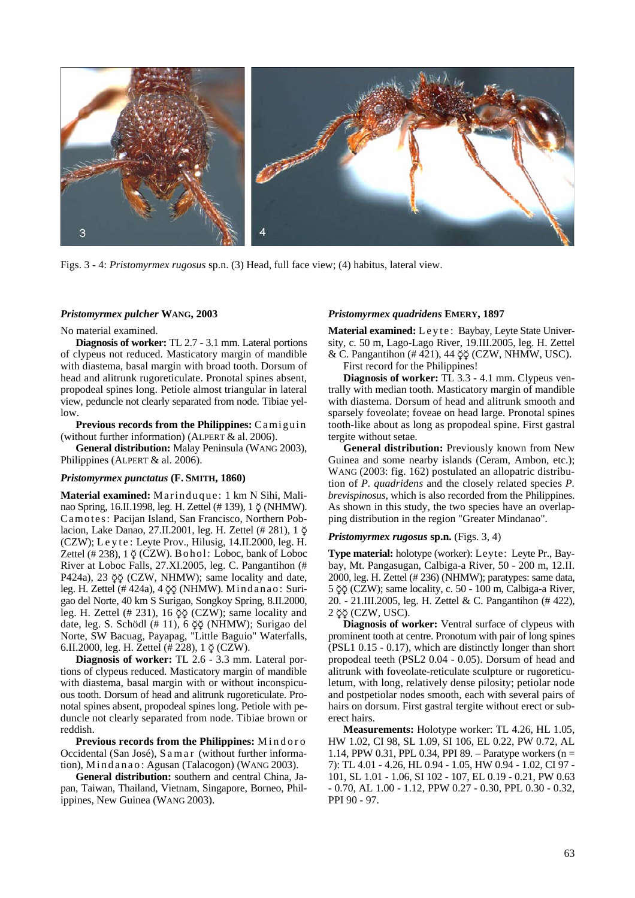Figs. 3 - 4: *Pristomyrmex rugosus* sp.n. (3) Head, full face view; (4) habitus, lateral view.

### *Pristomyrmex pulcher* WANG, 2003

No material examined.

**Diagnosis of worker:** TL 2.7 - 3.1 mm. Lateral portions of clypeus not reduced. Masticatory margin of mandible with diastema, basal margin with broad tooth. Dorsum of head and alitrunk rugoreticulate. Pronotal spines absent, propodeal spines long. Petiole almost triangular in lateral view, peduncle not clearly separated from node. Tibiae yellow.

**Previous records from the Philippines:** Camiguin (without further information) (ALPERT & al. 2006).

**General distribution:** Malay Peninsula (WANG 2003), Philippines (ALPERT & al. 2006).

### *Pristomyrmex punctatus* (F. SMITH, 1860)

**Material examined:** Marinduque: 1 km N Sihi, Malinao Spring, 16.II.1998, leg. H. Zettel (# 139), 1 ☿ (NHMW). Camotes: Pacijan Island, San Francisco, Northern Poblacion, Lake Danao, 27.II.2001, leg. H. Zettel (# 281), 1 ☿ (CZW); Leyte: Leyte Prov., Hilusig, 14.II.2000, leg. H. Zettel (# 238), 1 ☿ (CZW). Bohol: Loboc, bank of Loboc River at Loboc Falls, 27.XI.2005, leg. C. Pangantihon (# P424a), 23 ☿☿ (CZW, NHMW); same locality and date, leg. H. Zettel (# 424a), 4 ☿☿ (NHMW). Mindanao: Surigao del Norte, 40 km S Surigao, Songkoy Spring, 8.II.2000, leg. H. Zettel (# 231), 16 ☿☿ (CZW); same locality and date, leg. S. Schödl (# 11), 6 ☿☿ (NHMW); Surigao del Norte, SW Bacuag, Payapag, "Little Baguio" Waterfalls, 6.II.2000, leg. H. Zettel (# 228), 1 ☿ (CZW).

**Diagnosis of worker:** TL 2.6 - 3.3 mm. Lateral portions of clypeus reduced. Masticatory margin of mandible with diastema, basal margin with or without inconspicuous tooth. Dorsum of head and alitrunk rugoreticulate. Pronotal spines absent, propodeal spines long. Petiole with peduncle not clearly separated from node. Tibiae brown or reddish.

**Previous records from the Philippines:** Mindoro Occidental (San José), Samar (without further information), Mindanao: Agusan (Talacogon) (WANG 2003).

**General distribution:** southern and central China, Japan, Taiwan, Thailand, Vietnam, Singapore, Borneo, Philippines, New Guinea (WANG 2003).

### *Pristomyrmex quadridens* EMERY, 1897

**Material examined:** Leyte: Baybay, Leyte State University, c. 50 m, Lago-Lago River, 19.III.2005, leg. H. Zettel & C. Pangantihon (# 421), 44 ☿☿ (CZW, NHMW, USC).

First record for the Philippines!

**Diagnosis of worker:** TL 3.3 - 4.1 mm. Clypeus ventrally with median tooth. Masticatory margin of mandible with diastema. Dorsum of head and alitrunk smooth and sparsely foveolate; foveae on head large. Pronotal spines tooth-like about as long as propodeal spine. First gastral tergite without setae.

**General distribution:** Previously known from New Guinea and some nearby islands (Ceram, Ambon, etc.); WANG (2003: fig. 162) postulated an allopatric distribution of *P. quadridens* and the closely related species *P. brevispinosus*, which is also recorded from the Philippines. As shown in this study, the two species have an overlapping distribution in the region "Greater Mindanao".

### *Pristomyrmex rugosus* sp.n. (Figs. 3, 4)

**Type material:** holotype (worker): Leyte: Leyte Pr., Baybay, Mt. Pangasugan, Calbiga-a River, 50 - 200 m, 12.II. 2000, leg. H. Zettel (# 236) (NHMW); paratypes: same data, 5 ☿☿ (CZW); same locality, c. 50 - 100 m, Calbiga-a River, 20. - 21.III.2005, leg. H. Zettel & C. Pangantihon (# 422), 2 ☿☿ (CZW, USC).

**Diagnosis of worker:** Ventral surface of clypeus with prominent tooth at centre. Pronotum with pair of long spines (PSL1 0.15 - 0.17), which are distinctly longer than short propodeal teeth (PSL2 0.04 - 0.05). Dorsum of head and alitrunk with foveolate-reticulate sculpture or rugoreticuletum, with long, relatively dense pilosity; petiolar node and postpetiolar nodes smooth, each with several pairs of hairs on dorsum. First gastral tergite without erect or suberect hairs.

**Measurements:** Holotype worker: TL 4.26, HL 1.05, HW 1.02, CI 98, SL 1.09, SI 106, EL 0.22, PW 0.72, AL 1.14, PPW 0.31, PPL 0.34, PPI 89. – Paratype workers (n = 7): TL 4.01 - 4.26, HL 0.94 - 1.05, HW 0.94 - 1.02, CI 97 - 101, SL 1.01 - 1.06, SI 102 - 107, EL 0.19 - 0.21, PW 0.63 - 0.70, AL 1.00 - 1.12, PPW 0.27 - 0.30, PPL 0.30 - 0.32, PPI 90 - 97.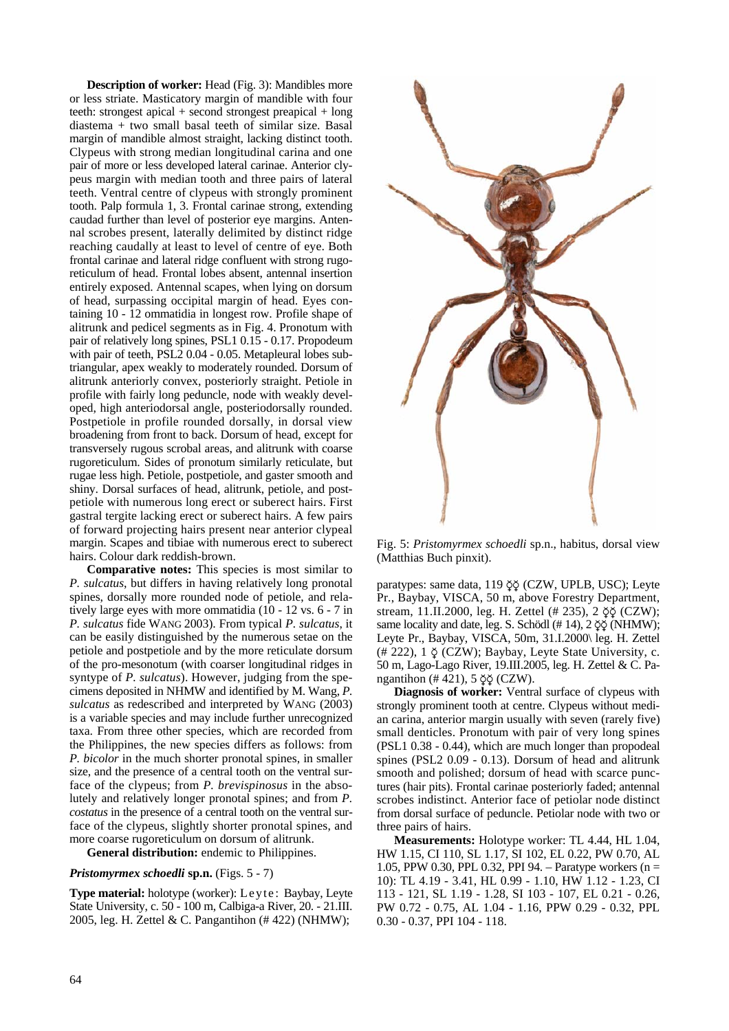**Description of worker:** Head (Fig. 3): Mandibles more or less striate. Masticatory margin of mandible with four teeth: strongest apical + second strongest preapical + long diastema + two small basal teeth of similar size. Basal margin of mandible almost straight, lacking distinct tooth. Clypeus with strong median longitudinal carina and one pair of more or less developed lateral carinae. Anterior clypeus margin with median tooth and three pairs of lateral teeth. Ventral centre of clypeus with strongly prominent tooth. Palp formula 1, 3. Frontal carinae strong, extending caudad further than level of posterior eye margins. Antennal scrobes present, laterally delimited by distinct ridge reaching caudally at least to level of centre of eye. Both frontal carinae and lateral ridge confluent with strong rugoreticulum of head. Frontal lobes absent, antennal insertion entirely exposed. Antennal scapes, when lying on dorsum of head, surpassing occipital margin of head. Eyes containing 10 - 12 ommatidia in longest row. Profile shape of alitrunk and pedicel segments as in Fig. 4. Pronotum with pair of relatively long spines, PSL1 0.15 - 0.17. Propodeum with pair of teeth, PSL2 0.04 - 0.05. Metapleural lobes subtriangular, apex weakly to moderately rounded. Dorsum of alitrunk anteriorly convex, posteriorly straight. Petiole in profile with fairly long peduncle, node with weakly developed, high anteriodorsal angle, posteriodorsally rounded. Postpetiole in profile rounded dorsally, in dorsal view broadening from front to back. Dorsum of head, except for transversely rugous scrobal areas, and alitrunk with coarse rugoreticulum. Sides of pronotum similarly reticulate, but rugae less high. Petiole, postpetiole, and gaster smooth and shiny. Dorsal surfaces of head, alitrunk, petiole, and postpetiole with numerous long erect or suberect hairs. First gastral tergite lacking erect or suberect hairs. A few pairs of forward projecting hairs present near anterior clypeal margin. Scapes and tibiae with numerous erect to suberect hairs. Colour dark reddish-brown.

**Comparative notes:** This species is most similar to *P. sulcatus*, but differs in having relatively long pronotal spines, dorsally more rounded node of petiole, and relatively large eyes with more ommatidia (10 - 12 vs. 6 - 7 in *P. sulcatus* fide WANG 2003). From typical *P. sulcatus*, it can be easily distinguished by the numerous setae on the petiole and postpetiole and by the more reticulate dorsum of the pro-mesonotum (with coarser longitudinal ridges in syntype of *P. sulcatus*). However, judging from the specimens deposited in NHMW and identified by M. Wang, *P. sulcatus* as redescribed and interpreted by WANG (2003) is a variable species and may include further unrecognized taxa. From three other species, which are recorded from the Philippines, the new species differs as follows: from *P. bicolor* in the much shorter pronotal spines, in smaller size, and the presence of a central tooth on the ventral surface of the clypeus; from *P. brevispinosus* in the absolutely and relatively longer pronotal spines; and from *P. costatus* in the presence of a central tooth on the ventral surface of the clypeus, slightly shorter pronotal spines, and more coarse rugoreticulum on dorsum of alitrunk.

**General distribution:** endemic to Philippines.

### *Pristomyrmex schoedli* sp.n. (Figs. 5 - 7)

**Type material:** holotype (worker): Leyte: Baybay, Leyte State University, c. 50 - 100 m, Calbiga-a River, 20. - 21.III. 2005, leg. H. Zettel & C. Pangantihon (# 422) (NHMW); paratypes: same data, 119 ☿☿ (CZW, UPLB, USC); Leyte Pr., Baybay, VISCA, 50 m, above Forestry Department, stream, 11.II.2000, leg. H. Zettel (# 235), 2 ☿☿ (CZW); same locality and date, leg. S. Schödl (# 14), 2 ☿☿ (NHMW); Leyte Pr., Baybay, VISCA, 50m, 31.I.2000\ leg. H. Zettel (# 222), 1 ☿ (CZW); Baybay, Leyte State University, c. 50 m, Lago-Lago River, 19.III.2005, leg. H. Zettel & C. Pangantihon (# 421), 5 ☿☿ (CZW).

Fig. 5: *Pristomyrmex schoedli* sp.n., habitus, dorsal view (Matthias Buch pinxit).

**Diagnosis of worker:** Ventral surface of clypeus with strongly prominent tooth at centre. Clypeus without median carina, anterior margin usually with seven (rarely five) small denticles. Pronotum with pair of very long spines (PSL1 0.38 - 0.44), which are much longer than propodeal spines (PSL2 0.09 - 0.13). Dorsum of head and alitrunk smooth and polished; dorsum of head with scarce punctures (hair pits). Frontal carinae posteriorly faded; antennal scrobes indistinct. Anterior face of petiolar node distinct from dorsal surface of peduncle. Petiolar node with two or three pairs of hairs.

**Measurements:** Holotype worker: TL 4.44, HL 1.04, HW 1.15, CI 110, SL 1.17, SI 102, EL 0.22, PW 0.70, AL 1.05, PPW 0.30, PPL 0.32, PPI 94. – Paratype workers (n = 10): TL 4.19 - 3.41, HL 0.99 - 1.10, HW 1.12 - 1.23, CI 113 - 121, SL 1.19 - 1.28, SI 103 - 107, EL 0.21 - 0.26, PW 0.72 - 0.75, AL 1.04 - 1.16, PPW 0.29 - 0.32, PPL 0.30 - 0.37, PPI 104 - 118.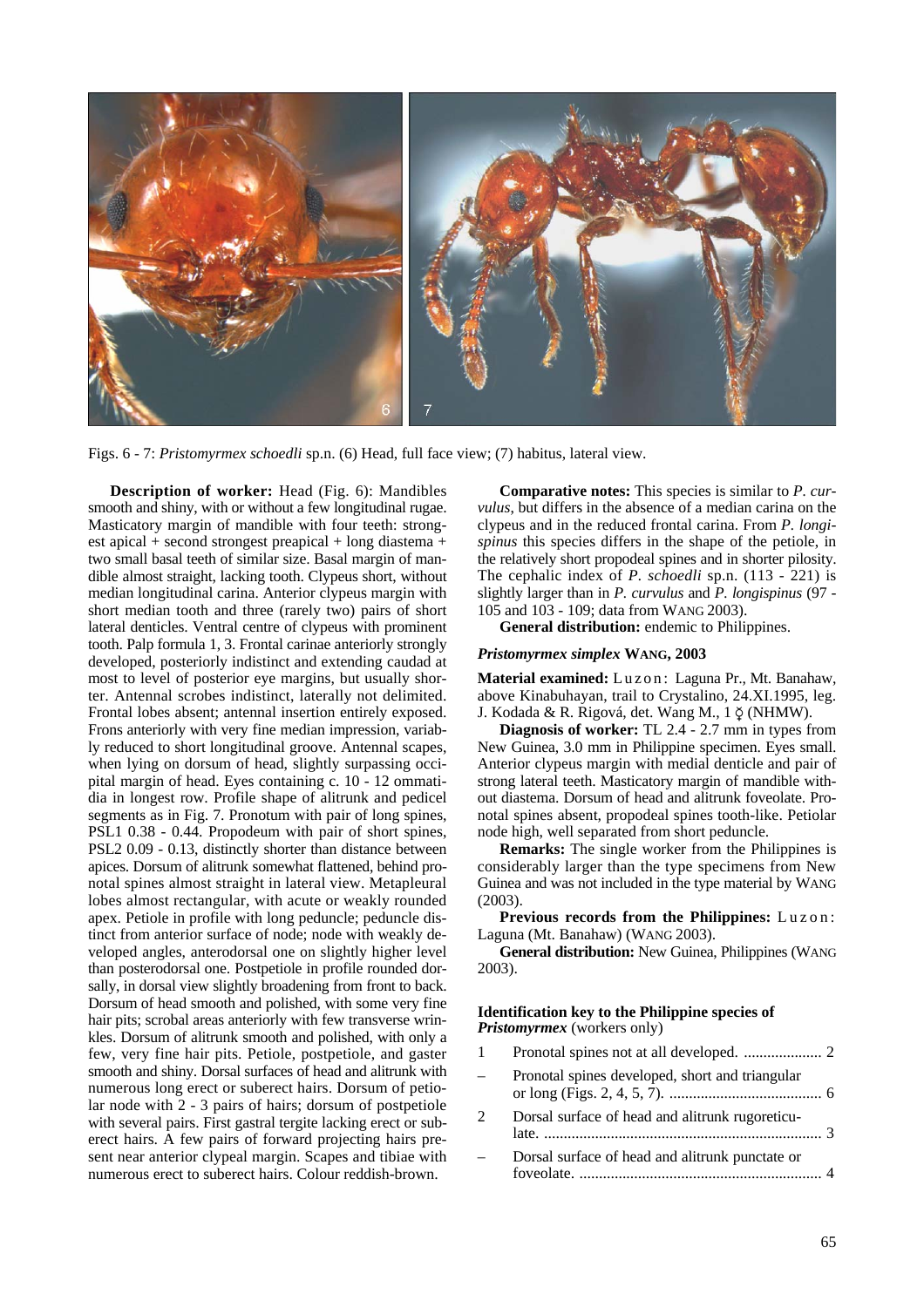Figs. 6 - 7: *Pristomyrmex schoedli* sp.n. (6) Head, full face view; (7) habitus, lateral view.

**Description of worker:** Head (Fig. 6): Mandibles smooth and shiny, with or without a few longitudinal rugae. Masticatory margin of mandible with four teeth: strongest apical + second strongest preapical + long diastema + two small basal teeth of similar size. Basal margin of mandible almost straight, lacking tooth. Clypeus short, without median longitudinal carina. Anterior clypeus margin with short median tooth and three (rarely two) pairs of short lateral denticles. Ventral centre of clypeus with prominent tooth. Palp formula 1, 3. Frontal carinae anteriorly strongly developed, posteriorly indistinct and extending caudad at most to level of posterior eye margins, but usually shorter. Antennal scrobes indistinct, laterally not delimited. Frontal lobes absent; antennal insertion entirely exposed. Frons anteriorly with very fine median impression, variably reduced to short longitudinal groove. Antennal scapes, when lying on dorsum of head, slightly surpassing occipital margin of head. Eyes containing c. 10 - 12 ommatidia in longest row. Profile shape of alitrunk and pedicel segments as in Fig. 7. Pronotum with pair of long spines, PSL1 0.38 - 0.44. Propodeum with pair of short spines, PSL2 0.09 - 0.13, distinctly shorter than distance between apices. Dorsum of alitrunk somewhat flattened, behind pronotal spines almost straight in lateral view. Metapleural lobes almost rectangular, with acute or weakly rounded apex. Petiole in profile with long peduncle; peduncle distinct from anterior surface of node; node with weakly developed angles, anterodorsal one on slightly higher level than posterodorsal one. Postpetiole in profile rounded dorsally, in dorsal view slightly broadening from front to back. Dorsum of head smooth and polished, with some very fine hair pits; scrobal areas anteriorly with few transverse wrinkles. Dorsum of alitrunk smooth and polished, with only a few, very fine hair pits. Petiole, postpetiole, and gaster smooth and shiny. Dorsal surfaces of head and alitrunk with numerous long erect or suberect hairs. Dorsum of petiolar node with 2 - 3 pairs of hairs; dorsum of postpetiole with several pairs. First gastral tergite lacking erect or suberect hairs. A few pairs of forward projecting hairs present near anterior clypeal margin. Scapes and tibiae with numerous erect to suberect hairs. Colour reddish-brown.

**Comparative notes:** This species is similar to *P. curvulus,* but differs in the absence of a median carina on the clypeus and in the reduced frontal carina. From *P. longispinus* this species differs in the shape of the petiole, in the relatively short propodeal spines and in shorter pilosity. The cephalic index of *P. schoedli* sp.n. (113 - 221) is slightly larger than in *P. curvulus* and *P. longispinus* (97 - 105 and 103 - 109; data from WANG 2003).

**General distribution:** endemic to Philippines.

### *Pristomyrmex simplex* WANG, 2003

**Material examined:** Luzon: Laguna Pr., Mt. Banahaw, above Kinabuhayan, trail to Crystalino, 24.XI.1995, leg. J. Kodada & R. Rigová, det. Wang M., 1 ☿ (NHMW).

**Diagnosis of worker:** TL 2.4 - 2.7 mm in types from New Guinea, 3.0 mm in Philippine specimen. Eyes small. Anterior clypeus margin with medial denticle and pair of strong lateral teeth. Masticatory margin of mandible without diastema. Dorsum of head and alitrunk foveolate. Pronotal spines absent, propodeal spines tooth-like. Petiolar node high, well separated from short peduncle.

**Remarks:** The single worker from the Philippines is considerably larger than the type specimens from New Guinea and was not included in the type material by WANG (2003).

**Previous records from the Philippines:** Luzon: Laguna (Mt. Banahaw) (WANG 2003).

**General distribution:** New Guinea, Philippines (WANG 2003).

#### Identification key to the Philippine species of *Pristomyrmex* (workers only)

1 Pronotal spines not at all developed. .................... 2

– Pronotal spines developed, short and triangular or long (Figs. 2, 4, 5, 7). ....................................... 6

2 Dorsal surface of head and alitrunk rugoreticulate. ...................................................................... 3

– Dorsal surface of head and alitrunk punctate or foveolate. ............................................................. 4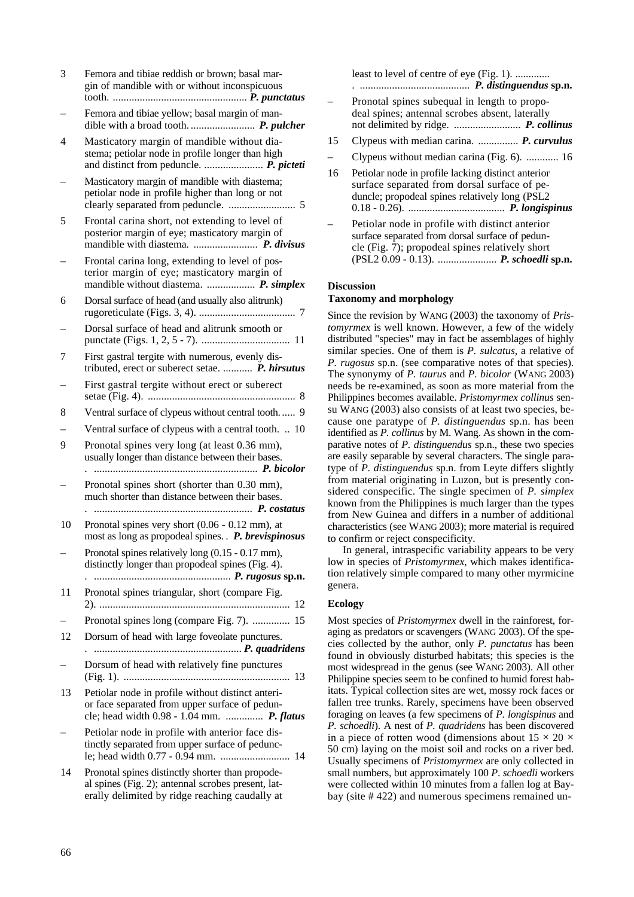3 Femora and tibiae reddish or brown; basal margin of mandible with or without inconspicuous tooth. .................................................. ***P. punctatus***

– Femora and tibiae yellow; basal margin of mandible with a broad tooth. ........................ ***P. pulcher***

4 Masticatory margin of mandible without diastema; petiolar node in profile longer than high and distinct from peduncle. ...................... ***P. picteti***

– Masticatory margin of mandible with diastema; petiolar node in profile higher than long or not clearly separated from peduncle. ......................... 5

5 Frontal carina short, not extending to level of posterior margin of eye; masticatory margin of mandible with diastema. ........................ ***P. divisus***

– Frontal carina long, extending to level of posterior margin of eye; masticatory margin of mandible without diastema. .................. ***P. simplex***

6 Dorsal surface of head (and usually also alitrunk) rugoreticulate (Figs. 3, 4). .................................... 7

– Dorsal surface of head and alitrunk smooth or punctate (Figs. 1, 2, 5 - 7). ................................. 11

7 First gastral tergite with numerous, evenly distributed, erect or suberect setae. ........... ***P. hirsutus***

– First gastral tergite without erect or suberect setae (Fig. 4). ....................................................... 8

8 Ventral surface of clypeus without central tooth. ..... 9

– Ventral surface of clypeus with a central tooth. .. 10

9 Pronotal spines very long (at least 0.36 mm), usually longer than distance between their bases. . ............................................................ ***P. bicolor***

– Pronotal spines short (shorter than 0.30 mm), much shorter than distance between their bases. . ........................................................... ***P. costatus***

10 Pronotal spines very short (0.06 - 0.12 mm), at most as long as propodeal spines. . ***P. brevispinosus***

– Pronotal spines relatively long (0.15 - 0.17 mm), distinctly longer than propodeal spines (Fig. 4). . .................................................. ***P. rugosus* sp.n.**

11 Pronotal spines triangular, short (compare Fig. 2). ...................................................................... 12

– Pronotal spines long (compare Fig. 7). .............. 15

12 Dorsum of head with large foveolate punctures. . ...................................................... ***P. quadridens***

– Dorsum of head with relatively fine punctures (Fig. 1). ............................................................. 13

13 Petiolar node in profile without distinct anterior face separated from upper surface of peduncle; head width 0.98 - 1.04 mm. .............. ***P. flatus***

– Petiolar node in profile with anterior face distinctly separated from upper surface of peduncle; head width 0.77 - 0.94 mm. .......................... 14

14 Pronotal spines distinctly shorter than propodeal spines (Fig. 2); antennal scrobes present, laterally delimited by ridge reaching caudally at least to level of centre of eye (Fig. 1). ............. . ......................................... ***P. distinguendus* sp.n.**

– Pronotal spines subequal in length to propodeal spines; antennal scrobes absent, laterally not delimited by ridge. ......................... ***P. collinus***

15 Clypeus with median carina. ............... ***P. curvulus***

– Clypeus without median carina (Fig. 6). ............ 16

16 Petiolar node in profile lacking distinct anterior surface separated from dorsal surface of peduncle; propodeal spines relatively long (PSL2 0.18 - 0.26). .................................... ***P. longispinus***

– Petiolar node in profile with distinct anterior surface separated from dorsal surface of peduncle (Fig. 7); propodeal spines relatively short (PSL2 0.09 - 0.13). ...................... ***P. schoedli* sp.n.**

## Discussion

### Taxonomy and morphology

Since the revision by WANG (2003) the taxonomy of *Pristomyrmex* is well known. However, a few of the widely distributed "species" may in fact be assemblages of highly similar species. One of them is *P. sulcatus*, a relative of *P. rugosus* sp.n. (see comparative notes of that species). The synonymy of *P. taurus* and *P. bicolor* (WANG 2003) needs be re-examined, as soon as more material from the Philippines becomes available. *Pristomyrmex collinus* sensu WANG (2003) also consists of at least two species, because one paratype of *P. distinguendus* sp.n. has been identified as *P. collinus* by M. Wang. As shown in the comparative notes of *P. distinguendus* sp.n., these two species are easily separable by several characters. The single paratype of *P. distinguendus* sp.n. from Leyte differs slightly from material originating in Luzon, but is presently considered conspecific. The single specimen of *P. simplex* known from the Philippines is much larger than the types from New Guinea and differs in a number of additional characteristics (see WANG 2003); more material is required to confirm or reject conspecificity.

In general, intraspecific variability appears to be very low in species of *Pristomyrmex*, which makes identification relatively simple compared to many other myrmicine genera.

### Ecology

Most species of *Pristomyrmex* dwell in the rainforest, foraging as predators or scavengers (WANG 2003). Of the species collected by the author, only *P. punctatus* has been found in obviously disturbed habitats; this species is the most widespread in the genus (see WANG 2003). All other Philippine species seem to be confined to humid forest habitats. Typical collection sites are wet, mossy rock faces or fallen tree trunks. Rarely, specimens have been observed foraging on leaves (a few specimens of *P. longispinus* and *P. schoedli*). A nest of *P. quadridens* has been discovered in a piece of rotten wood (dimensions about $15 \times 20 \times 50$ cm) laying on the moist soil and rocks on a river bed. Usually specimens of *Pristomyrmex* are only collected in small numbers, but approximately 100 *P. schoedli* workers were collected within 10 minutes from a fallen log at Baybay (site # 422) and numerous specimens remained un-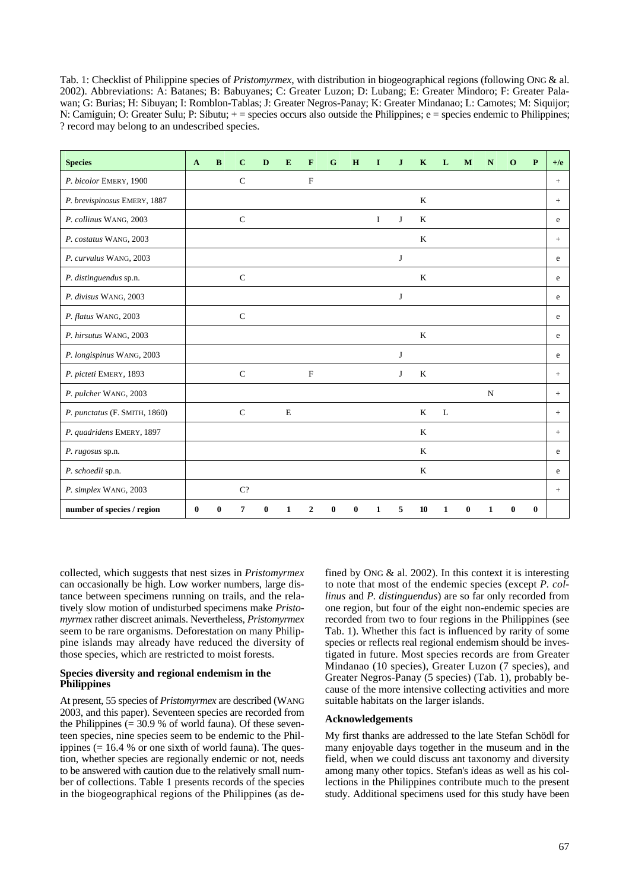Tab. 1: Checklist of Philippine species of *Pristomyrmex*, with distribution in biogeographical regions (following ONG & al. 2002). Abbreviations: A: Batanes; B: Babuyanes; C: Greater Luzon; D: Lubang; E: Greater Mindoro; F: Greater Palawan; G: Burias; H: Sibuyan; I: Romblon-Tablas; J: Greater Negros-Panay; K: Greater Mindanao; L: Camotes; M: Siquijor; N: Camiguin; O: Greater Sulu; P: Sibutu; + = species occurs also outside the Philippines; e = species endemic to Philippines; ? record may belong to an undescribed species.

| Species | A | B | C | D | E | F | G | H | I | J | K | L | M | N | O | P | +/e |
|---|---|---|---|---|---|---|---|---|---|---|---|---|---|---|---|---|---|
| *P. bicolor* EMERY, 1900 | | | C | | | F | | | | | | | | | | | + |
| *P. brevispinosus* EMERY, 1887 | | | | | | | | | | | K | | | | | | + |
| *P. collinus* WANG, 2003 | | | C | | | | | | I | J | K | | | | | | e |
| *P. costatus* WANG, 2003 | | | | | | | | | | | K | | | | | | + |
| *P. curvulus* WANG, 2003 | | | | | | | | | | J | | | | | | | e |
| *P. distinguendus* sp.n. | | | C | | | | | | | | K | | | | | | e |
| *P. divisus* WANG, 2003 | | | | | | | | | | J | | | | | | | e |
| *P. flatus* WANG, 2003 | | | C | | | | | | | | | | | | | | e |
| *P. hirsutus* WANG, 2003 | | | | | | | | | | | K | | | | | | e |
| *P. longispinus* WANG, 2003 | | | | | | | | | | J | | | | | | | e |
| *P. picteti* EMERY, 1893 | | | C | | | F | | | | J | K | | | | | | + |
| *P. pulcher* WANG, 2003 | | | | | | | | | | | | | | N | | | + |
| *P. punctatus* (F. SMITH, 1860) | | | C | | E | | | | | | K | L | | | | | + |
| *P. quadridens* EMERY, 1897 | | | | | | | | | | | K | | | | | | + |
| *P. rugosus* sp.n. | | | | | | | | | | | K | | | | | | e |
| *P. schoedli* sp.n. | | | | | | | | | | | K | | | | | | e |
| *P. simplex* WANG, 2003 | | | C? | | | | | | | | | | | | | | + |
| **number of species / region** | **0** | **0** | **7** | **0** | **1** | **2** | **0** | **0** | **1** | **5** | **10** | **1** | **0** | **1** | **0** | **0** | |

collected, which suggests that nest sizes in *Pristomyrmex* can occasionally be high. Low worker numbers, large distance between specimens running on trails, and the relatively slow motion of undisturbed specimens make *Pristomyrmex* rather discreet animals. Nevertheless, *Pristomyrmex* seem to be rare organisms. Deforestation on many Philippine islands may already have reduced the diversity of those species, which are restricted to moist forests.

### Species diversity and regional endemism in the Philippines

At present, 55 species of *Pristomyrmex* are described (WANG 2003, and this paper). Seventeen species are recorded from the Philippines (= 30.9 % of world fauna). Of these seventeen species, nine species seem to be endemic to the Philippines (= 16.4 % or one sixth of world fauna). The question, whether species are regionally endemic or not, needs to be answered with caution due to the relatively small number of collections. Table 1 presents records of the species in the biogeographical regions of the Philippines (as defined by ONG & al. 2002). In this context it is interesting to note that most of the endemic species (except *P. collinus* and *P. distinguendus*) are so far only recorded from one region, but four of the eight non-endemic species are recorded from two to four regions in the Philippines (see Tab. 1). Whether this fact is influenced by rarity of some species or reflects real regional endemism should be investigated in future. Most species records are from Greater Mindanao (10 species), Greater Luzon (7 species), and Greater Negros-Panay (5 species) (Tab. 1), probably because of the more intensive collecting activities and more suitable habitats on the larger islands.

### Acknowledgements

My first thanks are addressed to the late Stefan Schödl for many enjoyable days together in the museum and in the field, when we could discuss ant taxonomy and diversity among many other topics. Stefan's ideas as well as his collections in the Philippines contribute much to the present study. Additional specimens used for this study have been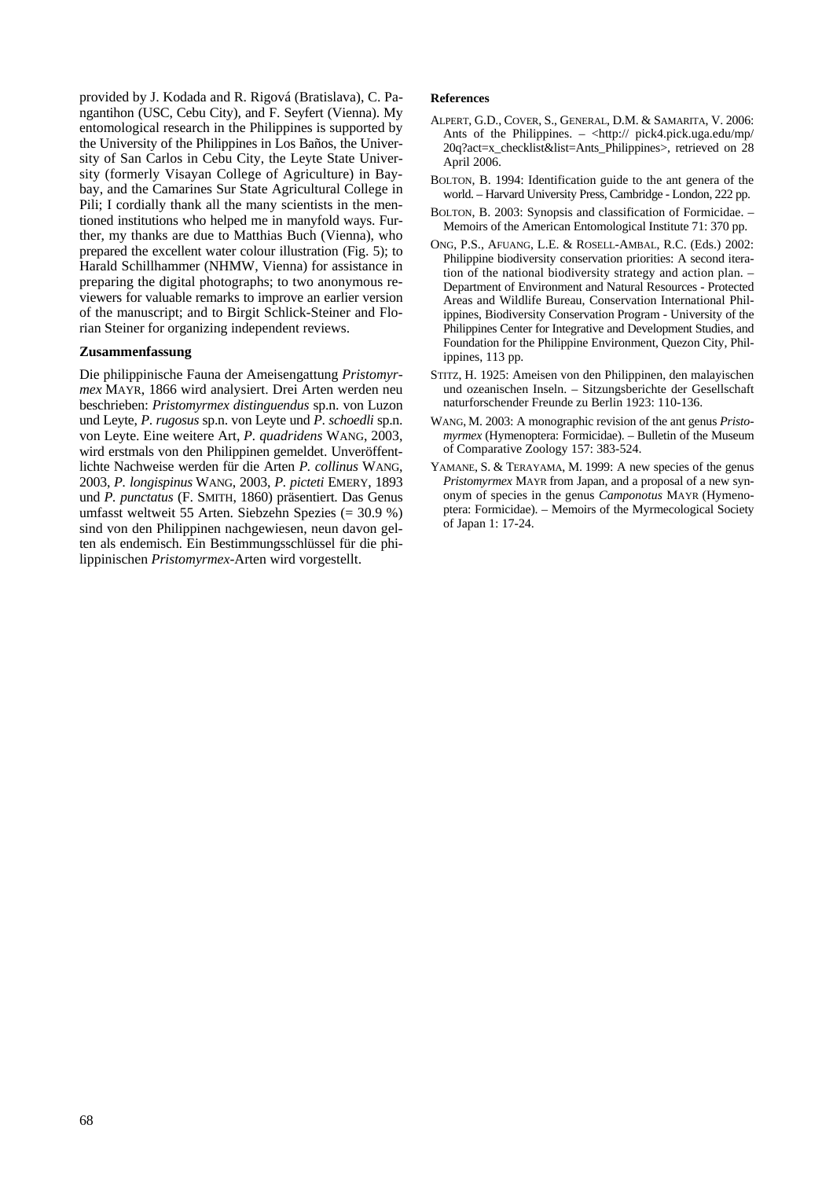provided by J. Kodada and R. Rigová (Bratislava), C. Pangantihon (USC, Cebu City), and F. Seyfert (Vienna). My entomological research in the Philippines is supported by the University of the Philippines in Los Baños, the University of San Carlos in Cebu City, the Leyte State University (formerly Visayan College of Agriculture) in Baybay, and the Camarines Sur State Agricultural College in Pili; I cordially thank all the many scientists in the mentioned institutions who helped me in manyfold ways. Further, my thanks are due to Matthias Buch (Vienna), who prepared the excellent water colour illustration (Fig. 5); to Harald Schillhammer (NHMW, Vienna) for assistance in preparing the digital photographs; to two anonymous reviewers for valuable remarks to improve an earlier version of the manuscript; and to Birgit Schlick-Steiner and Florian Steiner for organizing independent reviews.

### Zusammenfassung

Die philippinische Fauna der Ameisengattung *Pristomyrmex* MAYR, 1866 wird analysiert. Drei Arten werden neu beschrieben: *Pristomyrmex distinguendus* sp.n. von Luzon und Leyte, *P. rugosus* sp.n. von Leyte und *P. schoedli* sp.n. von Leyte. Eine weitere Art, *P. quadridens* WANG, 2003, wird erstmals von den Philippinen gemeldet. Unveröffentlichte Nachweise werden für die Arten *P. collinus* WANG, 2003, *P. longispinus* WANG, 2003, *P. picteti* EMERY, 1893 und *P. punctatus* (F. SMITH, 1860) präsentiert. Das Genus umfasst weltweit 55 Arten. Siebzehn Spezies (= 30.9 %) sind von den Philippinen nachgewiesen, neun davon gelten als endemisch. Ein Bestimmungsschlüssel für die philippinischen *Pristomyrmex*-Arten wird vorgestellt.

### References

ALPERT, G.D., COVER, S., GENERAL, D.M. & SAMARITA, V. 2006: Ants of the Philippines. – <http:// pick4.pick.uga.edu/mp/20q?act=x_checklist&list=Ants_Philippines>, retrieved on 28 April 2006.

BOLTON, B. 1994: Identification guide to the ant genera of the world. – Harvard University Press, Cambridge - London, 222 pp.

BOLTON, B. 2003: Synopsis and classification of Formicidae. – Memoirs of the American Entomological Institute 71: 370 pp.

ONG, P.S., AFUANG, L.E. & ROSELL-AMBAL, R.C. (Eds.) 2002: Philippine biodiversity conservation priorities: A second iteration of the national biodiversity strategy and action plan. – Department of Environment and Natural Resources - Protected Areas and Wildlife Bureau, Conservation International Philippines, Biodiversity Conservation Program - University of the Philippines Center for Integrative and Development Studies, and Foundation for the Philippine Environment, Quezon City, Philippines, 113 pp.

STITZ, H. 1925: Ameisen von den Philippinen, den malayischen und ozeanischen Inseln. – Sitzungsberichte der Gesellschaft naturforschender Freunde zu Berlin 1923: 110-136.

WANG, M. 2003: A monographic revision of the ant genus *Pristomyrmex* (Hymenoptera: Formicidae). – Bulletin of the Museum of Comparative Zoology 157: 383-524.

YAMANE, S. & TERAYAMA, M. 1999: A new species of the genus *Pristomyrmex* MAYR from Japan, and a proposal of a new synonym of species in the genus *Camponotus* MAYR (Hymenoptera: Formicidae). – Memoirs of the Myrmecological Society of Japan 1: 17-24.